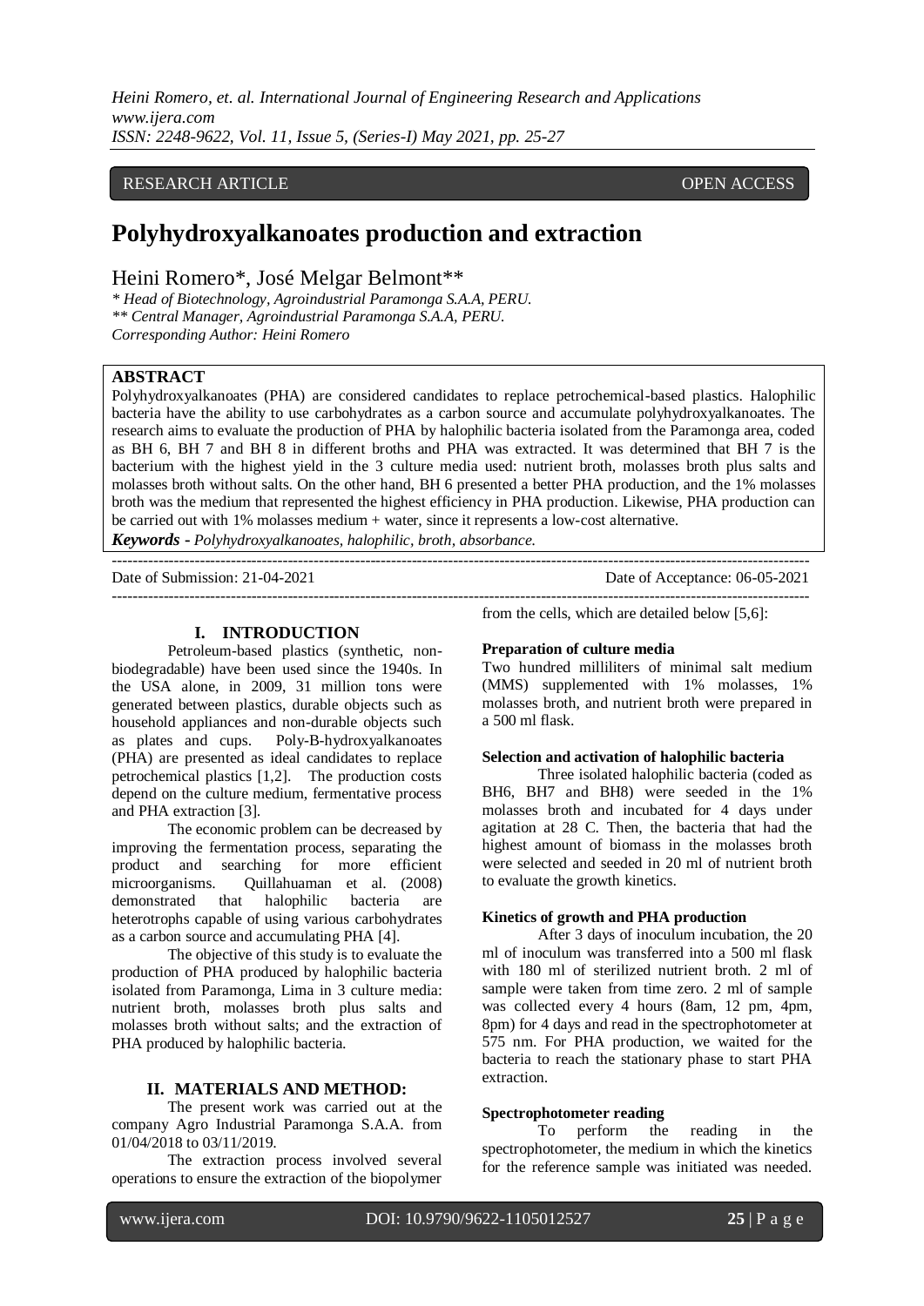RESEARCH ARTICLE OPEN ACCESS

# Polyhydroxyalkanoates production and extraction

Heini Romero*, José Melgar Belmont**

*\* Head of Biotechnology, Agroindustrial Paramonga S.A.A, PERU.*
*\*\* Central Manager, Agroindustrial Paramonga S.A.A, PERU.*
*Corresponding Author: Heini Romero*

**ABSTRACT**

Polyhydroxyalkanoates (PHA) are considered candidates to replace petrochemical-based plastics. Halophilic bacteria have the ability to use carbohydrates as a carbon source and accumulate polyhydroxyalkanoates. The research aims to evaluate the production of PHA by halophilic bacteria isolated from the Paramonga area, coded as BH 6, BH 7 and BH 8 in different broths and PHA was extracted. It was determined that BH 7 is the bacterium with the highest yield in the 3 culture media used: nutrient broth, molasses broth plus salts and molasses broth without salts. On the other hand, BH 6 presented a better PHA production, and the 1% molasses broth was the medium that represented the highest efficiency in PHA production. Likewise, PHA production can be carried out with 1% molasses medium + water, since it represents a low-cost alternative.

***Keywords -*** *Polyhydroxyalkanoates, halophilic, broth, absorbance.*

Date of Submission: 21-04-2021 Date of Acceptance: 06-05-2021

## I. INTRODUCTION

Petroleum-based plastics (synthetic, non-biodegradable) have been used since the 1940s. In the USA alone, in 2009, 31 million tons were generated between plastics, durable objects such as household appliances and non-durable objects such as plates and cups. Poly-B-hydroxyalkanoates (PHA) are presented as ideal candidates to replace petrochemical plastics [1,2]. The production costs depend on the culture medium, fermentative process and PHA extraction [3].

The economic problem can be decreased by improving the fermentation process, separating the product and searching for more efficient microorganisms. Quillahuaman et al. (2008) demonstrated that halophilic bacteria are heterotrophs capable of using various carbohydrates as a carbon source and accumulating PHA [4].

The objective of this study is to evaluate the production of PHA produced by halophilic bacteria isolated from Paramonga, Lima in 3 culture media: nutrient broth, molasses broth plus salts and molasses broth without salts; and the extraction of PHA produced by halophilic bacteria.

## II. MATERIALS AND METHOD:

The present work was carried out at the company Agro Industrial Paramonga S.A.A. from 01/04/2018 to 03/11/2019.

The extraction process involved several operations to ensure the extraction of the biopolymer from the cells, which are detailed below [5,6]:

**Preparation of culture media**

Two hundred milliliters of minimal salt medium (MMS) supplemented with 1% molasses, 1% molasses broth, and nutrient broth were prepared in a 500 ml flask.

**Selection and activation of halophilic bacteria**

Three isolated halophilic bacteria (coded as BH6, BH7 and BH8) were seeded in the 1% molasses broth and incubated for 4 days under agitation at 28 C. Then, the bacteria that had the highest amount of biomass in the molasses broth were selected and seeded in 20 ml of nutrient broth to evaluate the growth kinetics.

**Kinetics of growth and PHA production**

After 3 days of inoculum incubation, the 20 ml of inoculum was transferred into a 500 ml flask with 180 ml of sterilized nutrient broth. 2 ml of sample were taken from time zero. 2 ml of sample was collected every 4 hours (8am, 12 pm, 4pm, 8pm) for 4 days and read in the spectrophotometer at 575 nm. For PHA production, we waited for the bacteria to reach the stationary phase to start PHA extraction.

**Spectrophotometer reading**

To perform the reading in the spectrophotometer, the medium in which the kinetics for the reference sample was initiated was needed.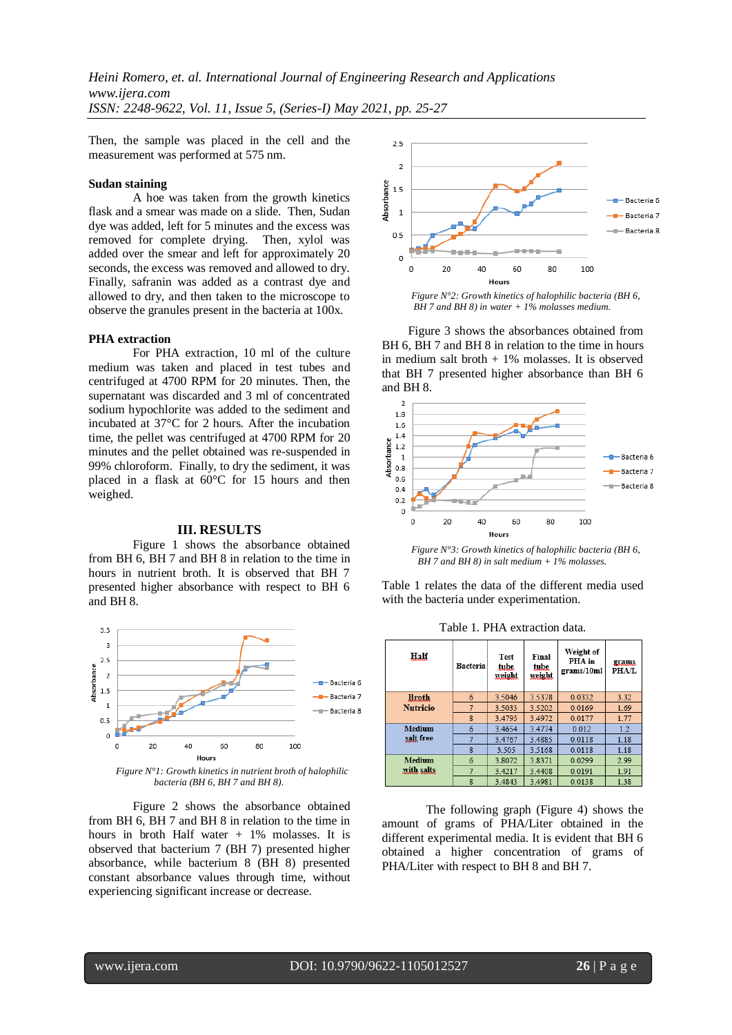Then, the sample was placed in the cell and the measurement was performed at 575 nm.

### Sudan staining

A hoe was taken from the growth kinetics flask and a smear was made on a slide. Then, Sudan dye was added, left for 5 minutes and the excess was removed for complete drying. Then, xylol was added over the smear and left for approximately 20 seconds, the excess was removed and allowed to dry. Finally, safranin was added as a contrast dye and allowed to dry, and then taken to the microscope to observe the granules present in the bacteria at 100x.

### PHA extraction

For PHA extraction, 10 ml of the culture medium was taken and placed in test tubes and centrifuged at 4700 RPM for 20 minutes. Then, the supernatant was discarded and 3 ml of concentrated sodium hypochlorite was added to the sediment and incubated at 37°C for 2 hours. After the incubation time, the pellet was centrifuged at 4700 RPM for 20 minutes and the pellet obtained was re-suspended in 99% chloroform. Finally, to dry the sediment, it was placed in a flask at 60°C for 15 hours and then weighed.

## III. RESULTS

Figure 1 shows the absorbance obtained from BH 6, BH 7 and BH 8 in relation to the time in hours in nutrient broth. It is observed that BH 7 presented higher absorbance with respect to BH 6 and BH 8.

*Figure N°1: Growth kinetics in nutrient broth of halophilic bacteria (BH 6, BH 7 and BH 8).*

Figure 2 shows the absorbance obtained from BH 6, BH 7 and BH 8 in relation to the time in hours in broth Half water + 1% molasses. It is observed that bacterium 7 (BH 7) presented higher absorbance, while bacterium 8 (BH 8) presented constant absorbance values through time, without experiencing significant increase or decrease.

*Figure N°2: Growth kinetics of halophilic bacteria (BH 6, BH 7 and BH 8) in water + 1% molasses medium.*

Figure 3 shows the absorbances obtained from BH 6, BH 7 and BH 8 in relation to the time in hours in medium salt broth + 1% molasses. It is observed that BH 7 presented higher absorbance than BH 6 and BH 8.

*Figure N°3: Growth kinetics of halophilic bacteria (BH 6, BH 7 and BH 8) in salt medium + 1% molasses.*

Table 1 relates the data of the different media used with the bacteria under experimentation.

Table 1. PHA extraction data.

| Half | Bacteria | Test tube weight | Final tube weight | Weight of PHA in grams/10ml | grams PHA/L |
|---|---|---|---|---|---|
| Broth Nutricio | 6 | 3.5046 | 3.5378 | 0.0332 | 3.32 |
| | 7 | 3.5033 | 3.5202 | 0.0169 | 1.69 |
| | 8 | 3.4795 | 3.4972 | 0.0177 | 1.77 |
| Medium salt free | 6 | 3.4654 | 3.4774 | 0.012 | 1.2 |
| | 7 | 3.4767 | 3.4885 | 0.0118 | 1.18 |
| | 8 | 3.505 | 3.5168 | 0.0118 | 1.18 |
| Medium with salts | 6 | 3.8072 | 3.8371 | 0.0299 | 2.99 |
| | 7 | 3.4217 | 3.4408 | 0.0191 | 1.91 |
| | 8 | 3.4843 | 3.4981 | 0.0138 | 1.38 |

The following graph (Figure 4) shows the amount of grams of PHA/Liter obtained in the different experimental media. It is evident that BH 6 obtained a higher concentration of grams of PHA/Liter with respect to BH 8 and BH 7.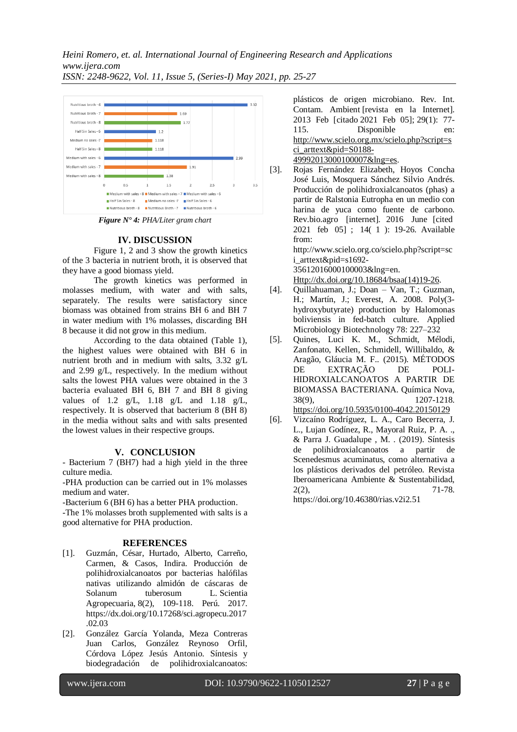Nutritious broth - 6
Nutritious Broth - 7
Nutritious broth - 8
Half Sin Sales - 6
Medium no sales -7
Half Sin Sales - 8
Medium with sales - 6
Medium with sales - 7
Medium with sales - 8

3.32
1.69
1.77
1.2
1.118
1.118
2.99
1.91
1.38

0 0.5 1 1.5 2 2.5 3 3.5

Medium with sales - 8, Medium with sales - 7, Medium with sales - 6, Half Sin Sales - 8, Medium no sales -7, Half Sin Sales - 6, Nutritious broth - 8, Nutritious Broth - 7, Nutritious broth - 6

***Figure N° 4:*** *PHA/Liter gram chart*

## IV. DISCUSSION

Figure 1, 2 and 3 show the growth kinetics of the 3 bacteria in nutrient broth, it is observed that they have a good biomass yield.

The growth kinetics was performed in molasses medium, with water and with salts, separately. The results were satisfactory since biomass was obtained from strains BH 6 and BH 7 in water medium with 1% molasses, discarding BH 8 because it did not grow in this medium.

According to the data obtained (Table 1), the highest values were obtained with BH 6 in nutrient broth and in medium with salts, 3.32 g/L and 2.99 g/L, respectively. In the medium without salts the lowest PHA values were obtained in the 3 bacteria evaluated BH 6, BH 7 and BH 8 giving values of 1.2 g/L, 1.18 g/L and 1.18 g/L, respectively. It is observed that bacterium 8 (BH 8) in the media without salts and with salts presented the lowest values in their respective groups.

## V. CONCLUSION

- Bacterium 7 (BH7) had a high yield in the three culture media.
-PHA production can be carried out in 1% molasses medium and water.
-Bacterium 6 (BH 6) has a better PHA production.
-The 1% molasses broth supplemented with salts is a good alternative for PHA production.

## REFERENCES

[1]. Guzmán, César, Hurtado, Alberto, Carreño, Carmen, & Casos, Indira. Producción de polihidroxialcanoatos por bacterias halófilas nativas utilizando almidón de cáscaras de Solanum tuberosum L. Scientia Agropecuaria, 8(2), 109-118. Perú. 2017. https://dx.doi.org/10.17268/sci.agropecu.2017.02.03

[2]. González García Yolanda, Meza Contreras Juan Carlos, González Reynoso Orfil, Córdova López Jesús Antonio. Síntesis y biodegradación de polihidroxialcanoatos: plásticos de origen microbiano. Rev. Int. Contam. Ambient [revista en la Internet]. 2013 Feb [citado 2021 Feb 05]; 29(1): 77-115. Disponible en: http://www.scielo.org.mx/scielo.php?script=sci_arttext&pid=S0188-49992013000100007&lng=es.

[3]. Rojas Fernández Elizabeth, Hoyos Concha José Luis, Mosquera Sánchez Silvio Andrés. Producción de polihidroxialcanoatos (phas) a partir de Ralstonia Eutropha en un medio con harina de yuca como fuente de carbono. Rev.bio.agro [internet]. 2016 June [cited 2021 feb 05] ; 14( 1 ): 19-26. Available from: http://www.scielo.org.co/scielo.php?script=sci_arttext&pid=s1692-35612016000100003&lng=en. Http://dx.doi.org/10.18684/bsaa(14)19-26.

[4]. Quillahuaman, J.; Doan – Van, T.; Guzman, H.; Martín, J.; Everest, A. 2008. Poly(3-hydroxybutyrate) production by Halomonas boliviensis in fed-batch culture. Applied Microbiology Biotechnology 78: 227–232

[5]. Quines, Luci K. M., Schmidt, Mélodi, Zanfonato, Kellen, Schmidell, Willibaldo, & Aragão, Gláucia M. F.. (2015). MÉTODOS DE EXTRAÇÃO DE POLI-HIDROXIALCANOATOS A PARTIR DE BIOMASSA BACTERIANA. Química Nova, 38(9), 1207-1218. https://doi.org/10.5935/0100-4042.20150129

[6]. Vizcaíno Rodríguez, L. A., Caro Becerra, J. L., Lujan Godínez, R., Mayoral Ruiz, P. A. ., & Parra J. Guadalupe , M. . (2019). Síntesis de polihidroxialcanoatos a partir de Scenedesmus acuminatus, como alternativa a los plásticos derivados del petróleo. Revista Iberoamericana Ambiente & Sustentabilidad, 2(2), 71-78. https://doi.org/10.46380/rias.v2i2.51